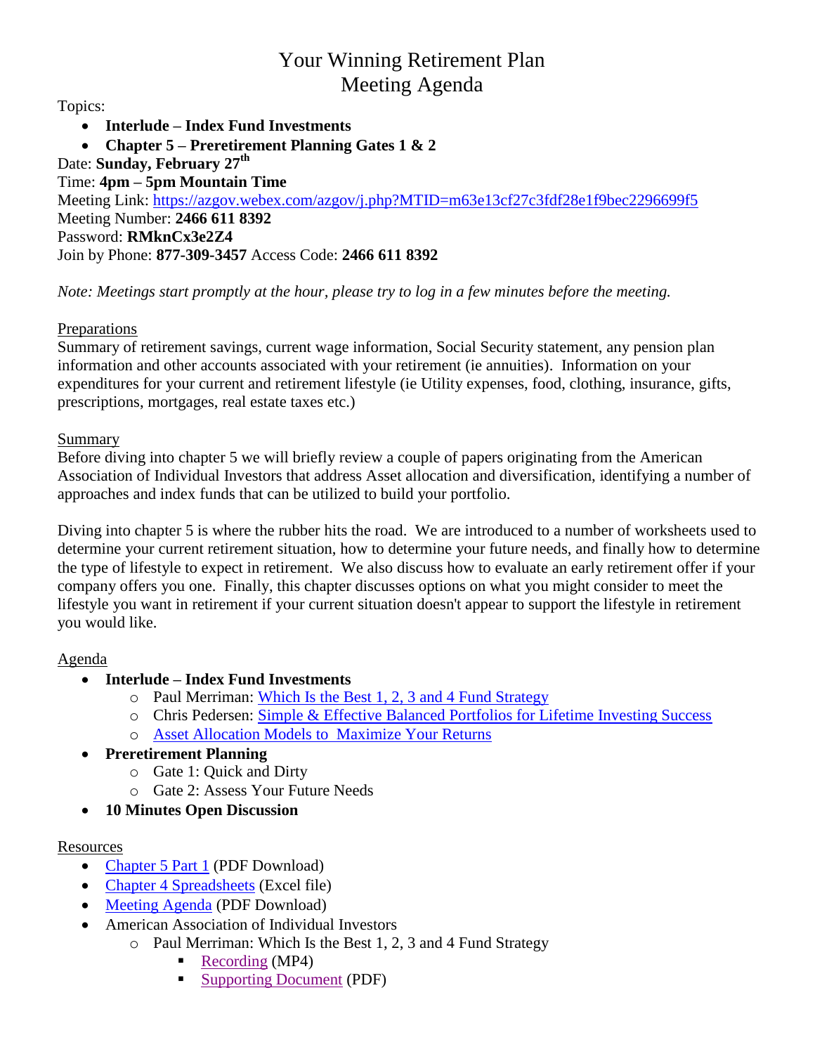# Your Winning Retirement Plan
# Meeting Agenda

Topics:

- **Interlude – Index Fund Investments**
- **Chapter 5 – Preretirement Planning Gates 1 & 2**

Date: **Sunday, February 27th**
Time: **4pm – 5pm Mountain Time**
Meeting Link: [https://azgov.webex.com/azgov/j.php?MTID=m63e13cf27c3fdf28e1f9bec2296699f5](https://azgov.webex.com/azgov/j.php?MTID=m63e13cf27c3fdf28e1f9bec2296699f5)
Meeting Number: **2466 611 8392**
Password: **RMknCx3e2Z4**
Join by Phone: **877-309-3457** Access Code: **2466 611 8392**

*Note: Meetings start promptly at the hour, please try to log in a few minutes before the meeting.*

<u>Preparations</u>

Summary of retirement savings, current wage information, Social Security statement, any pension plan information and other accounts associated with your retirement (ie annuities). Information on your expenditures for your current and retirement lifestyle (ie Utility expenses, food, clothing, insurance, gifts, prescriptions, mortgages, real estate taxes etc.)

<u>Summary</u>

Before diving into chapter 5 we will briefly review a couple of papers originating from the American Association of Individual Investors that address Asset allocation and diversification, identifying a number of approaches and index funds that can be utilized to build your portfolio.

Diving into chapter 5 is where the rubber hits the road. We are introduced to a number of worksheets used to determine your current retirement situation, how to determine your future needs, and finally how to determine the type of lifestyle to expect in retirement. We also discuss how to evaluate an early retirement offer if your company offers you one. Finally, this chapter discusses options on what you might consider to meet the lifestyle you want in retirement if your current situation doesn't appear to support the lifestyle in retirement you would like.

<u>Agenda</u>

- **Interlude – Index Fund Investments**
  - Paul Merriman: Which Is the Best 1, 2, 3 and 4 Fund Strategy
  - Chris Pedersen: Simple & Effective Balanced Portfolios for Lifetime Investing Success
  - Asset Allocation Models to Maximize Your Returns
- **Preretirement Planning**
  - Gate 1: Quick and Dirty
  - Gate 2: Assess Your Future Needs
- **10 Minutes Open Discussion**

<u>Resources</u>

- Chapter 5 Part 1 (PDF Download)
- Chapter 4 Spreadsheets (Excel file)
- Meeting Agenda (PDF Download)
- American Association of Individual Investors
  - Paul Merriman: Which Is the Best 1, 2, 3 and 4 Fund Strategy
    - Recording (MP4)
    - Supporting Document (PDF)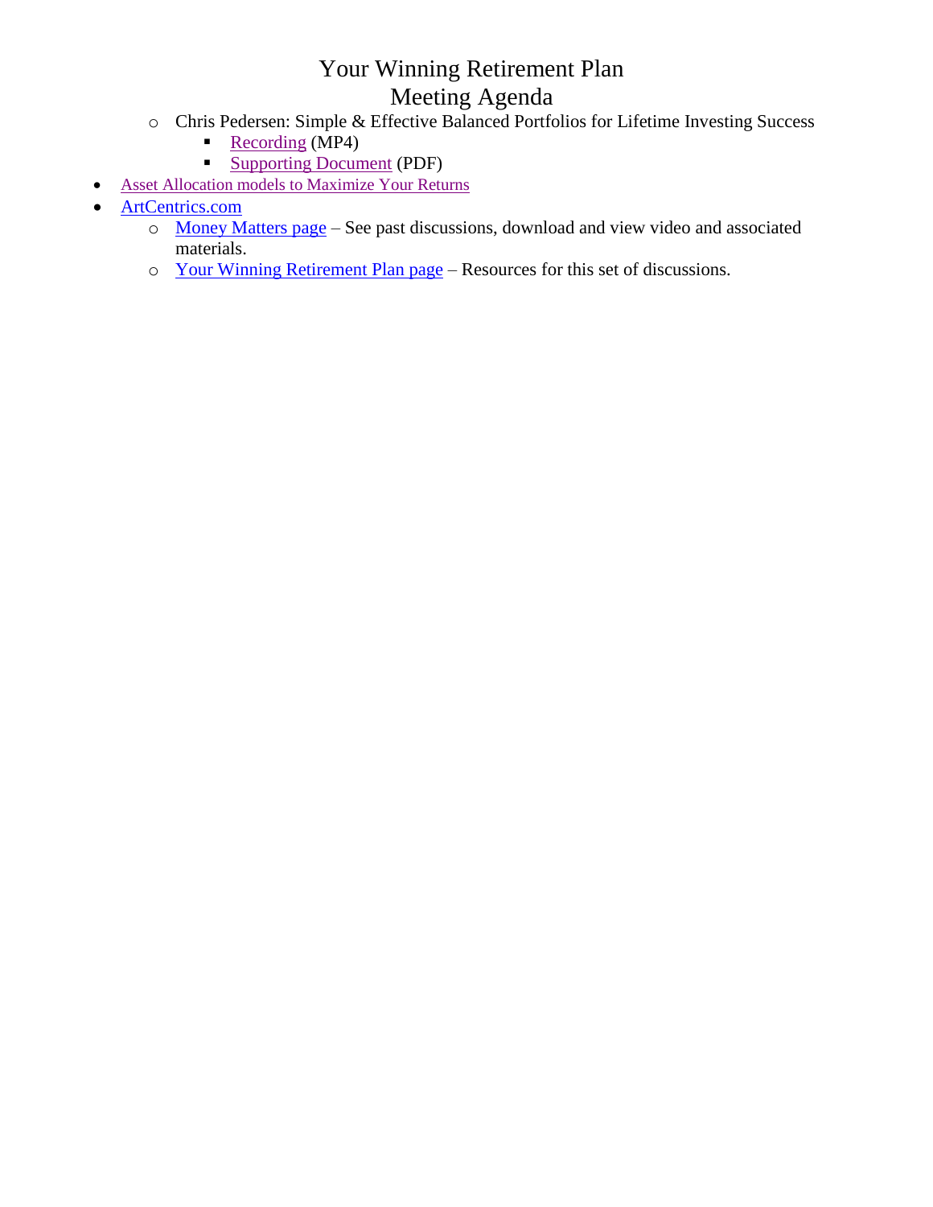# Your Winning Retirement Plan
## Meeting Agenda

- Chris Pedersen: Simple & Effective Balanced Portfolios for Lifetime Investing Success
    - Recording (MP4)
    - Supporting Document (PDF)

- Asset Allocation models to Maximize Your Returns
- ArtCentrics.com
    - Money Matters page – See past discussions, download and view video and associated materials.
    - Your Winning Retirement Plan page – Resources for this set of discussions.